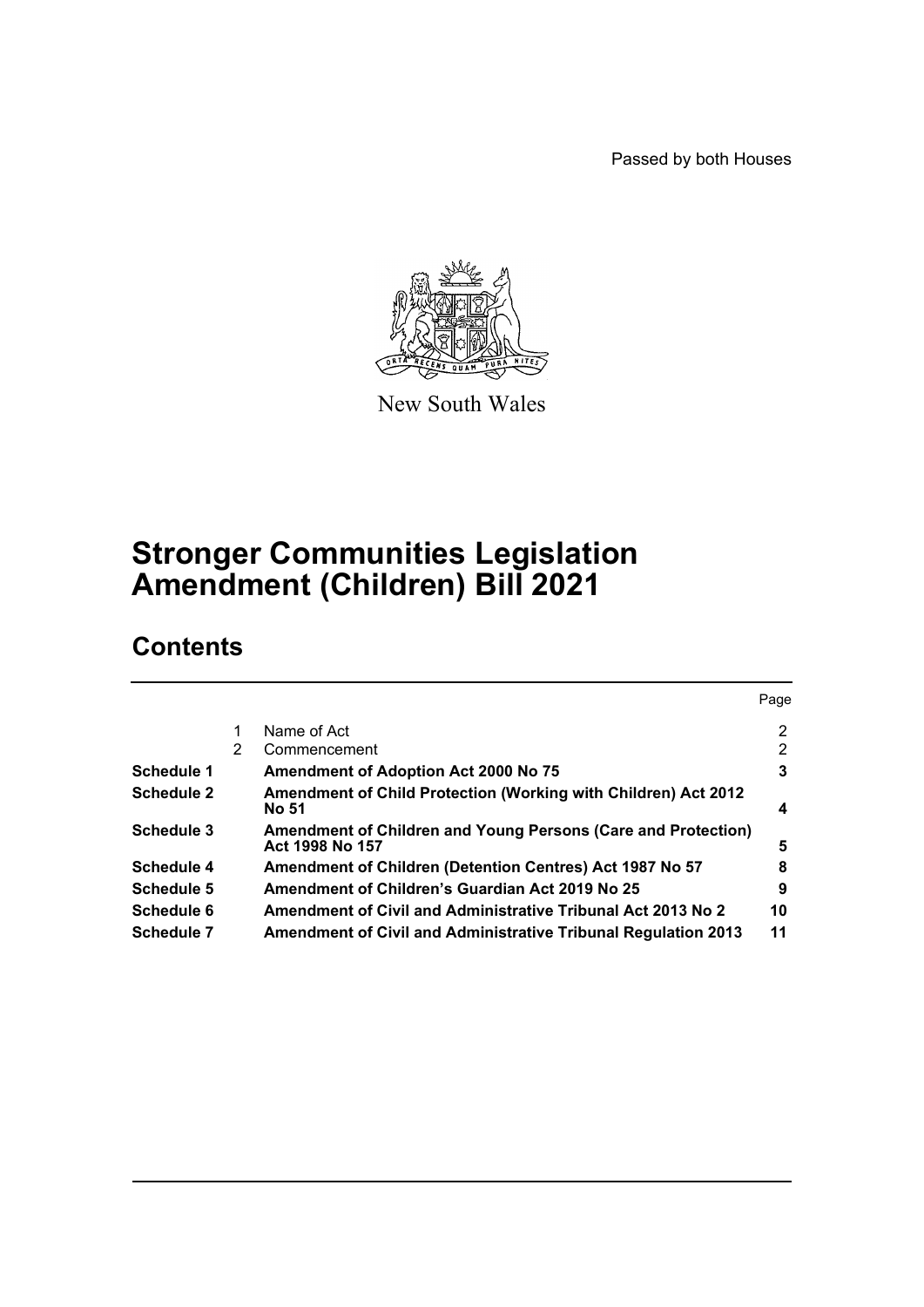Passed by both Houses

New South Wales

# Stronger Communities Legislation Amendment (Children) Bill 2021

## Contents

| | | | Page |
|---|---|---|---|
| | 1 | Name of Act | 2 |
| | 2 | Commencement | 2 |
| **Schedule 1** | | **Amendment of Adoption Act 2000 No 75** | **3** |
| **Schedule 2** | | **Amendment of Child Protection (Working with Children) Act 2012 No 51** | **4** |
| **Schedule 3** | | **Amendment of Children and Young Persons (Care and Protection) Act 1998 No 157** | **5** |
| **Schedule 4** | | **Amendment of Children (Detention Centres) Act 1987 No 57** | **8** |
| **Schedule 5** | | **Amendment of Children's Guardian Act 2019 No 25** | **9** |
| **Schedule 6** | | **Amendment of Civil and Administrative Tribunal Act 2013 No 2** | **10** |
| **Schedule 7** | | **Amendment of Civil and Administrative Tribunal Regulation 2013** | **11** |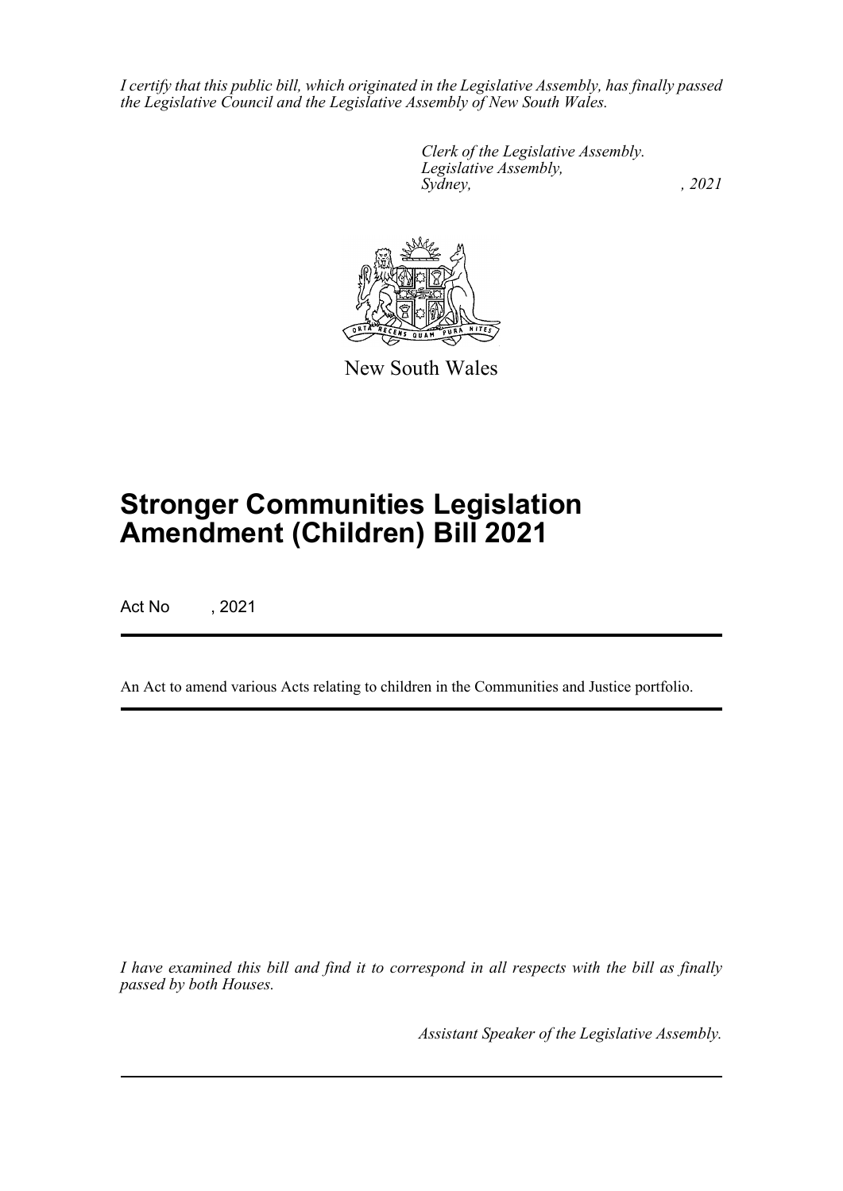*I certify that this public bill, which originated in the Legislative Assembly, has finally passed the Legislative Council and the Legislative Assembly of New South Wales.*

*Clerk of the Legislative Assembly.*
*Legislative Assembly,*
*Sydney, , 2021*

New South Wales

# Stronger Communities Legislation Amendment (Children) Bill 2021

Act No , 2021

An Act to amend various Acts relating to children in the Communities and Justice portfolio.

*I have examined this bill and find it to correspond in all respects with the bill as finally passed by both Houses.*

*Assistant Speaker of the Legislative Assembly.*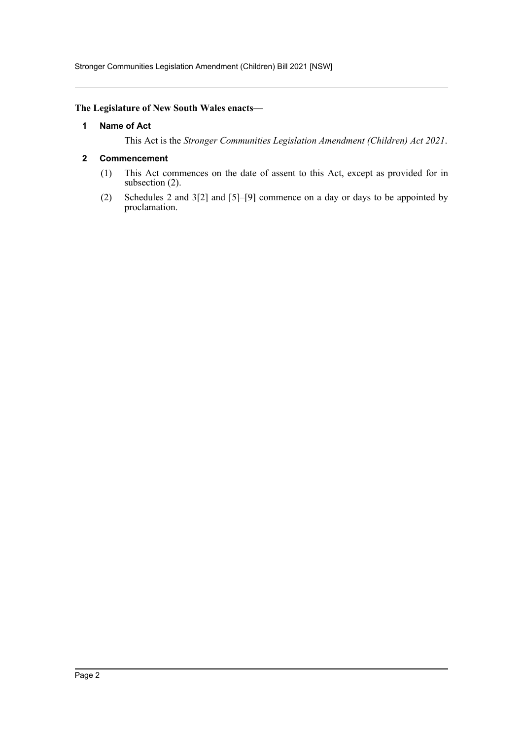**The Legislature of New South Wales enacts—**

### 1 Name of Act

This Act is the *Stronger Communities Legislation Amendment (Children) Act 2021*.

### 2 Commencement

(1) This Act commences on the date of assent to this Act, except as provided for in subsection (2).

(2) Schedules 2 and 3[2] and [5]–[9] commence on a day or days to be appointed by proclamation.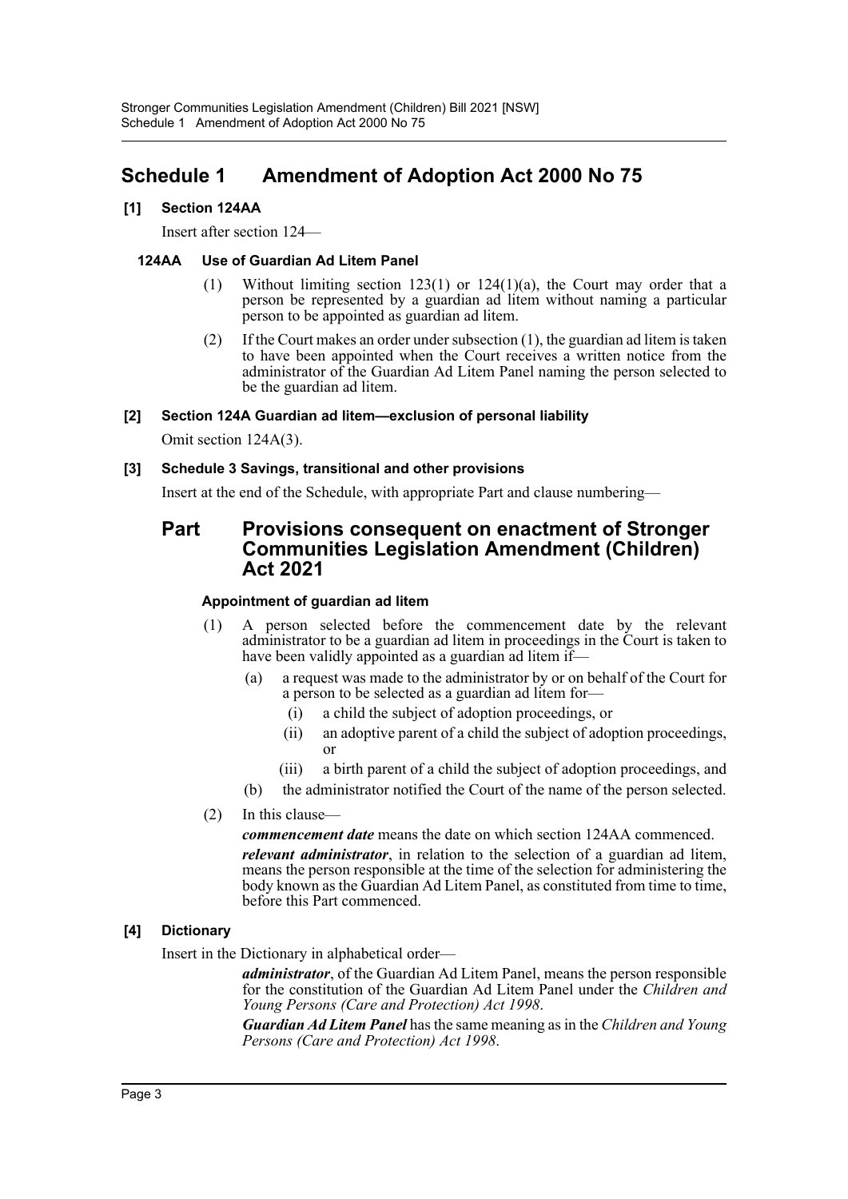# Schedule 1 Amendment of Adoption Act 2000 No 75

### [1] Section 124AA

Insert after section 124—

#### 124AA Use of Guardian Ad Litem Panel

(1) Without limiting section 123(1) or 124(1)(a), the Court may order that a person be represented by a guardian ad litem without naming a particular person to be appointed as guardian ad litem.

(2) If the Court makes an order under subsection (1), the guardian ad litem is taken to have been appointed when the Court receives a written notice from the administrator of the Guardian Ad Litem Panel naming the person selected to be the guardian ad litem.

### [2] Section 124A Guardian ad litem—exclusion of personal liability

Omit section 124A(3).

### [3] Schedule 3 Savings, transitional and other provisions

Insert at the end of the Schedule, with appropriate Part and clause numbering—

## Part Provisions consequent on enactment of Stronger Communities Legislation Amendment (Children) Act 2021

#### Appointment of guardian ad litem

(1) A person selected before the commencement date by the relevant administrator to be a guardian ad litem in proceedings in the Court is taken to have been validly appointed as a guardian ad litem if—

- (a) a request was made to the administrator by or on behalf of the Court for a person to be selected as a guardian ad litem for—
  - (i) a child the subject of adoption proceedings, or
  - (ii) an adoptive parent of a child the subject of adoption proceedings, or
  - (iii) a birth parent of a child the subject of adoption proceedings, and
- (b) the administrator notified the Court of the name of the person selected.

(2) In this clause—

***commencement date*** means the date on which section 124AA commenced.

***relevant administrator***, in relation to the selection of a guardian ad litem, means the person responsible at the time of the selection for administering the body known as the Guardian Ad Litem Panel, as constituted from time to time, before this Part commenced.

### [4] Dictionary

Insert in the Dictionary in alphabetical order—

***administrator***, of the Guardian Ad Litem Panel, means the person responsible for the constitution of the Guardian Ad Litem Panel under the *Children and Young Persons (Care and Protection) Act 1998*.

***Guardian Ad Litem Panel*** has the same meaning as in the *Children and Young Persons (Care and Protection) Act 1998*.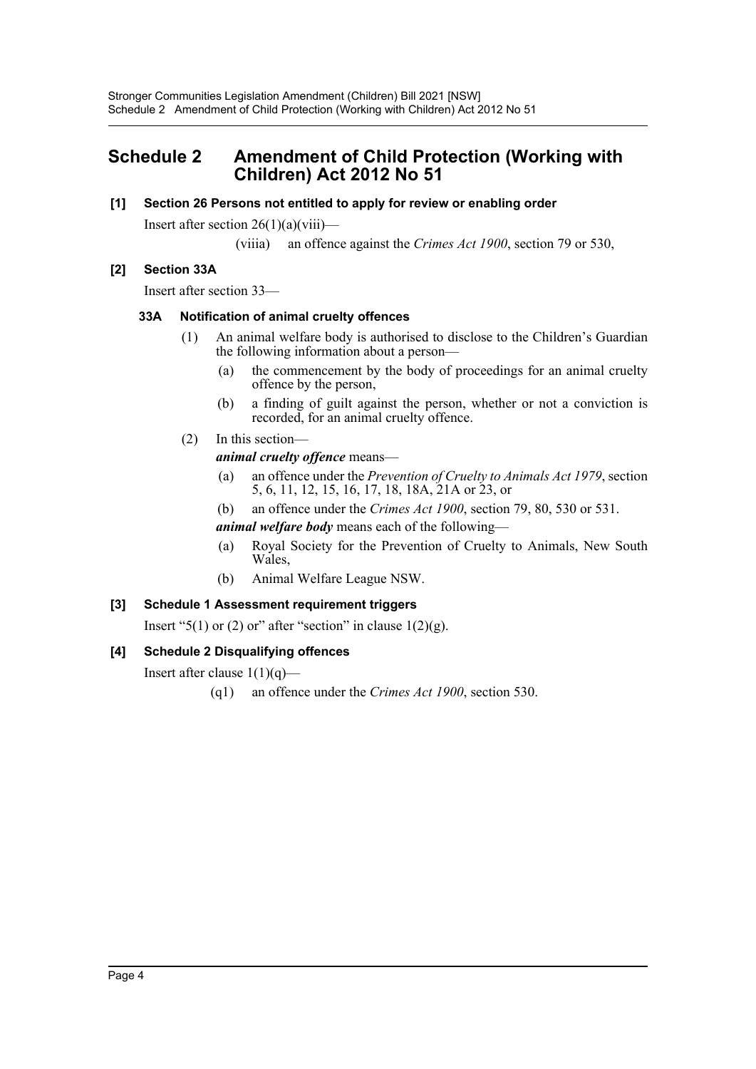# Schedule 2 Amendment of Child Protection (Working with Children) Act 2012 No 51

**[1] Section 26 Persons not entitled to apply for review or enabling order**

Insert after section 26(1)(a)(viii)—

(viiia) an offence against the *Crimes Act 1900*, section 79 or 530,

**[2] Section 33A**

Insert after section 33—

**33A Notification of animal cruelty offences**

(1) An animal welfare body is authorised to disclose to the Children's Guardian the following information about a person—

(a) the commencement by the body of proceedings for an animal cruelty offence by the person,

(b) a finding of guilt against the person, whether or not a conviction is recorded, for an animal cruelty offence.

(2) In this section—

***animal cruelty offence*** means—

(a) an offence under the *Prevention of Cruelty to Animals Act 1979*, section 5, 6, 11, 12, 15, 16, 17, 18, 18A, 21A or 23, or

(b) an offence under the *Crimes Act 1900*, section 79, 80, 530 or 531.

***animal welfare body*** means each of the following—

(a) Royal Society for the Prevention of Cruelty to Animals, New South Wales,

(b) Animal Welfare League NSW.

**[3] Schedule 1 Assessment requirement triggers**

Insert "5(1) or (2) or" after "section" in clause 1(2)(g).

**[4] Schedule 2 Disqualifying offences**

Insert after clause 1(1)(q)—

(q1) an offence under the *Crimes Act 1900*, section 530.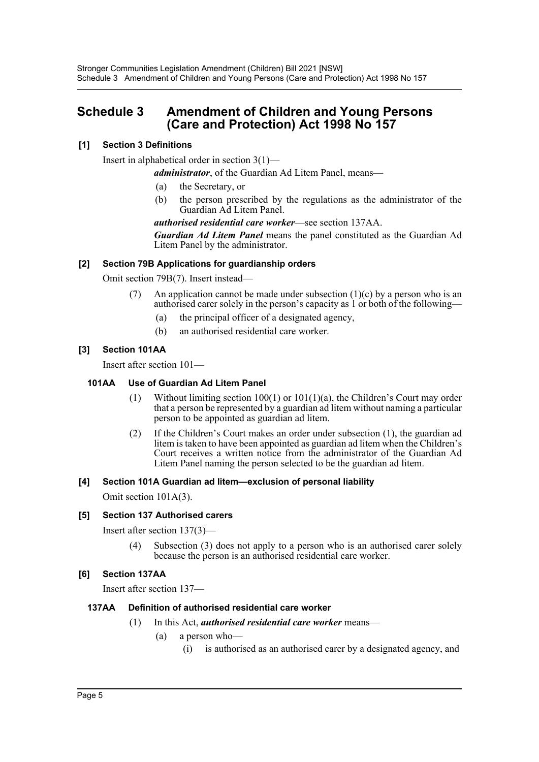# Schedule 3 Amendment of Children and Young Persons (Care and Protection) Act 1998 No 157

### [1] Section 3 Definitions

Insert in alphabetical order in section 3(1)—

> ***administrator***, of the Guardian Ad Litem Panel, means—
>
> (a) the Secretary, or
>
> (b) the person prescribed by the regulations as the administrator of the Guardian Ad Litem Panel.
>
> ***authorised residential care worker***—see section 137AA.
>
> ***Guardian Ad Litem Panel*** means the panel constituted as the Guardian Ad Litem Panel by the administrator.

### [2] Section 79B Applications for guardianship orders

Omit section 79B(7). Insert instead—

> (7) An application cannot be made under subsection (1)(c) by a person who is an authorised carer solely in the person's capacity as 1 or both of the following—
>
> (a) the principal officer of a designated agency,
>
> (b) an authorised residential care worker.

### [3] Section 101AA

Insert after section 101—

> **101AA Use of Guardian Ad Litem Panel**
>
> (1) Without limiting section 100(1) or 101(1)(a), the Children's Court may order that a person be represented by a guardian ad litem without naming a particular person to be appointed as guardian ad litem.
>
> (2) If the Children's Court makes an order under subsection (1), the guardian ad litem is taken to have been appointed as guardian ad litem when the Children's Court receives a written notice from the administrator of the Guardian Ad Litem Panel naming the person selected to be the guardian ad litem.

### [4] Section 101A Guardian ad litem—exclusion of personal liability

Omit section 101A(3).

### [5] Section 137 Authorised carers

Insert after section 137(3)—

> (4) Subsection (3) does not apply to a person who is an authorised carer solely because the person is an authorised residential care worker.

### [6] Section 137AA

Insert after section 137—

> **137AA Definition of authorised residential care worker**
>
> (1) In this Act, ***authorised residential care worker*** means—
>
> (a) a person who—
>
> (i) is authorised as an authorised carer by a designated agency, and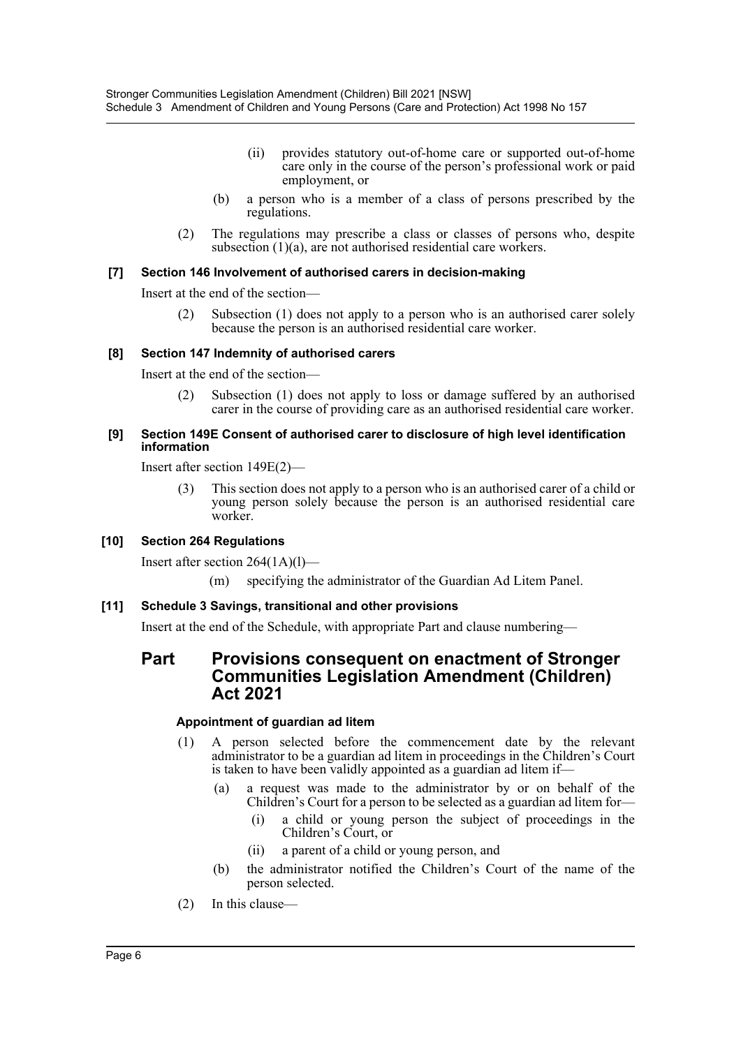(ii) provides statutory out-of-home care or supported out-of-home care only in the course of the person's professional work or paid employment, or

(b) a person who is a member of a class of persons prescribed by the regulations.

(2) The regulations may prescribe a class or classes of persons who, despite subsection (1)(a), are not authorised residential care workers.

**[7] Section 146 Involvement of authorised carers in decision-making**

Insert at the end of the section—

(2) Subsection (1) does not apply to a person who is an authorised carer solely because the person is an authorised residential care worker.

**[8] Section 147 Indemnity of authorised carers**

Insert at the end of the section—

(2) Subsection (1) does not apply to loss or damage suffered by an authorised carer in the course of providing care as an authorised residential care worker.

**[9] Section 149E Consent of authorised carer to disclosure of high level identification information**

Insert after section 149E(2)—

(3) This section does not apply to a person who is an authorised carer of a child or young person solely because the person is an authorised residential care worker.

**[10] Section 264 Regulations**

Insert after section 264(1A)(l)—

(m) specifying the administrator of the Guardian Ad Litem Panel.

**[11] Schedule 3 Savings, transitional and other provisions**

Insert at the end of the Schedule, with appropriate Part and clause numbering—

## Part Provisions consequent on enactment of Stronger Communities Legislation Amendment (Children) Act 2021

**Appointment of guardian ad litem**

(1) A person selected before the commencement date by the relevant administrator to be a guardian ad litem in proceedings in the Children's Court is taken to have been validly appointed as a guardian ad litem if—

(a) a request was made to the administrator by or on behalf of the Children's Court for a person to be selected as a guardian ad litem for—

(i) a child or young person the subject of proceedings in the Children's Court, or

(ii) a parent of a child or young person, and

(b) the administrator notified the Children's Court of the name of the person selected.

(2) In this clause—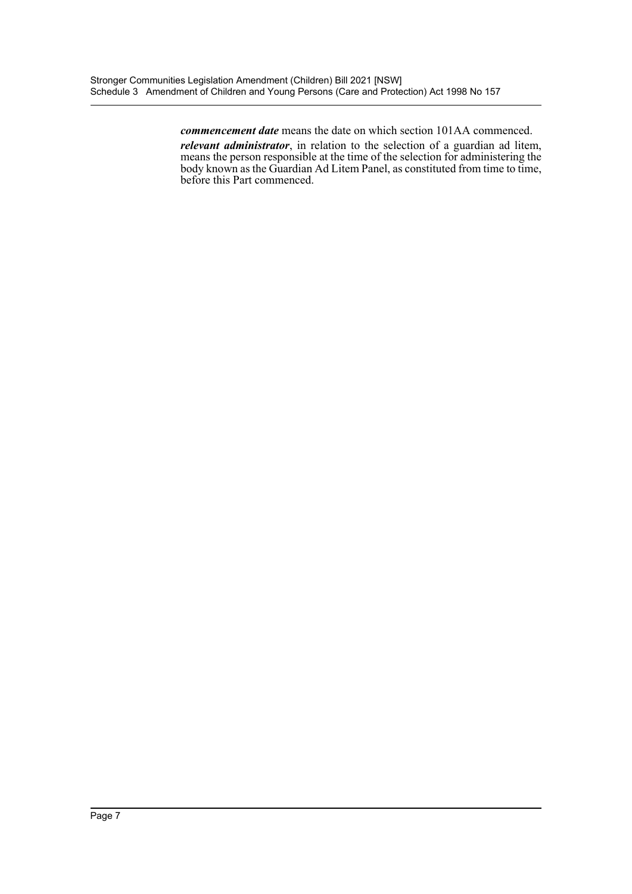***commencement date*** means the date on which section 101AA commenced.

***relevant administrator***, in relation to the selection of a guardian ad litem, means the person responsible at the time of the selection for administering the body known as the Guardian Ad Litem Panel, as constituted from time to time, before this Part commenced.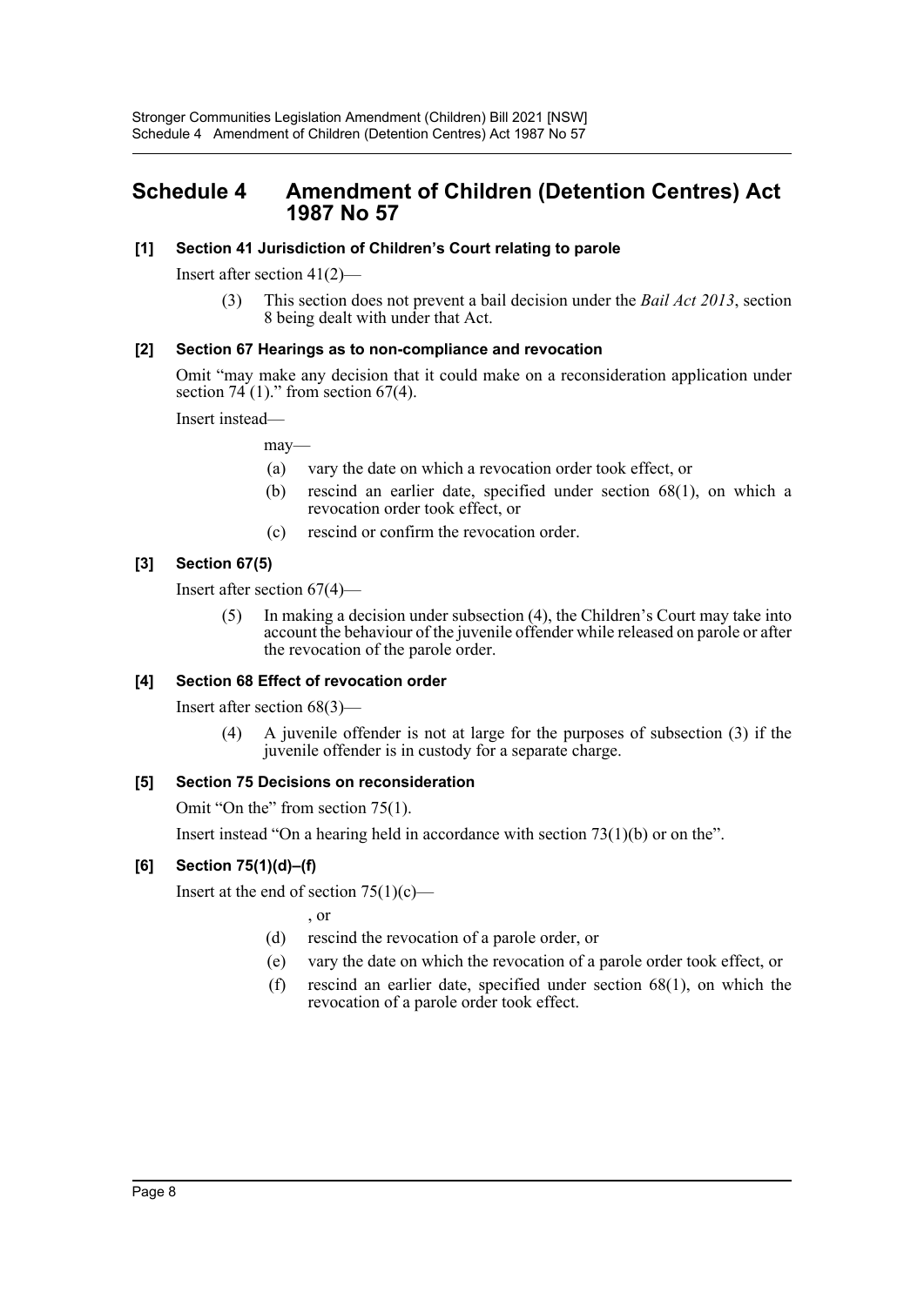# Schedule 4 Amendment of Children (Detention Centres) Act 1987 No 57

### [1] Section 41 Jurisdiction of Children's Court relating to parole

Insert after section 41(2)—

> (3) This section does not prevent a bail decision under the *Bail Act 2013*, section 8 being dealt with under that Act.

### [2] Section 67 Hearings as to non-compliance and revocation

Omit "may make any decision that it could make on a reconsideration application under section 74 (1)." from section 67(4).

Insert instead—

> may—
>
> (a) vary the date on which a revocation order took effect, or
>
> (b) rescind an earlier date, specified under section 68(1), on which a revocation order took effect, or
>
> (c) rescind or confirm the revocation order.

### [3] Section 67(5)

Insert after section 67(4)—

> (5) In making a decision under subsection (4), the Children's Court may take into account the behaviour of the juvenile offender while released on parole or after the revocation of the parole order.

### [4] Section 68 Effect of revocation order

Insert after section 68(3)—

> (4) A juvenile offender is not at large for the purposes of subsection (3) if the juvenile offender is in custody for a separate charge.

### [5] Section 75 Decisions on reconsideration

Omit "On the" from section 75(1).

Insert instead "On a hearing held in accordance with section 73(1)(b) or on the".

### [6] Section 75(1)(d)–(f)

Insert at the end of section 75(1)(c)—

> , or
>
> (d) rescind the revocation of a parole order, or
>
> (e) vary the date on which the revocation of a parole order took effect, or
>
> (f) rescind an earlier date, specified under section 68(1), on which the revocation of a parole order took effect.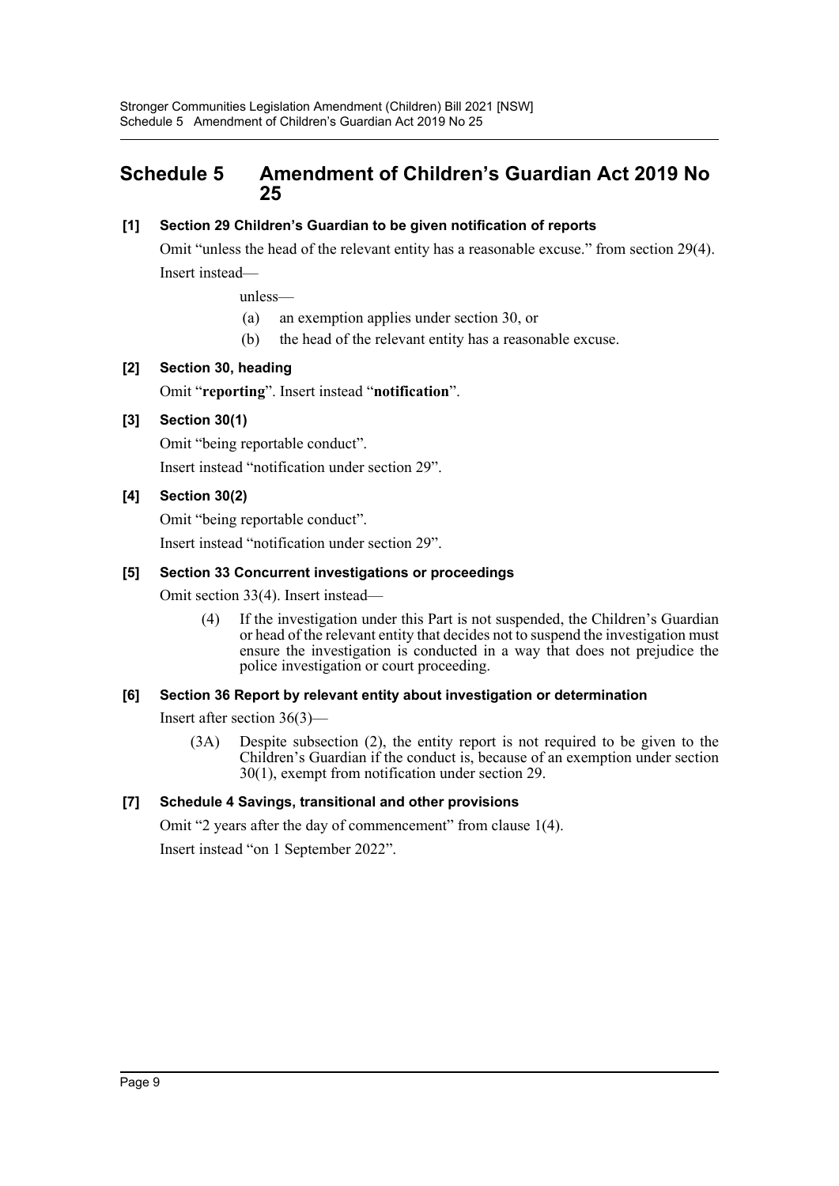# Schedule 5 Amendment of Children's Guardian Act 2019 No 25

**[1] Section 29 Children's Guardian to be given notification of reports**

Omit "unless the head of the relevant entity has a reasonable excuse." from section 29(4).

Insert instead—

unless—

(a) an exemption applies under section 30, or

(b) the head of the relevant entity has a reasonable excuse.

**[2] Section 30, heading**

Omit "**reporting**". Insert instead "**notification**".

**[3] Section 30(1)**

Omit "being reportable conduct".

Insert instead "notification under section 29".

**[4] Section 30(2)**

Omit "being reportable conduct".

Insert instead "notification under section 29".

**[5] Section 33 Concurrent investigations or proceedings**

Omit section 33(4). Insert instead—

(4) If the investigation under this Part is not suspended, the Children's Guardian or head of the relevant entity that decides not to suspend the investigation must ensure the investigation is conducted in a way that does not prejudice the police investigation or court proceeding.

**[6] Section 36 Report by relevant entity about investigation or determination**

Insert after section 36(3)—

(3A) Despite subsection (2), the entity report is not required to be given to the Children's Guardian if the conduct is, because of an exemption under section 30(1), exempt from notification under section 29.

**[7] Schedule 4 Savings, transitional and other provisions**

Omit "2 years after the day of commencement" from clause 1(4).

Insert instead "on 1 September 2022".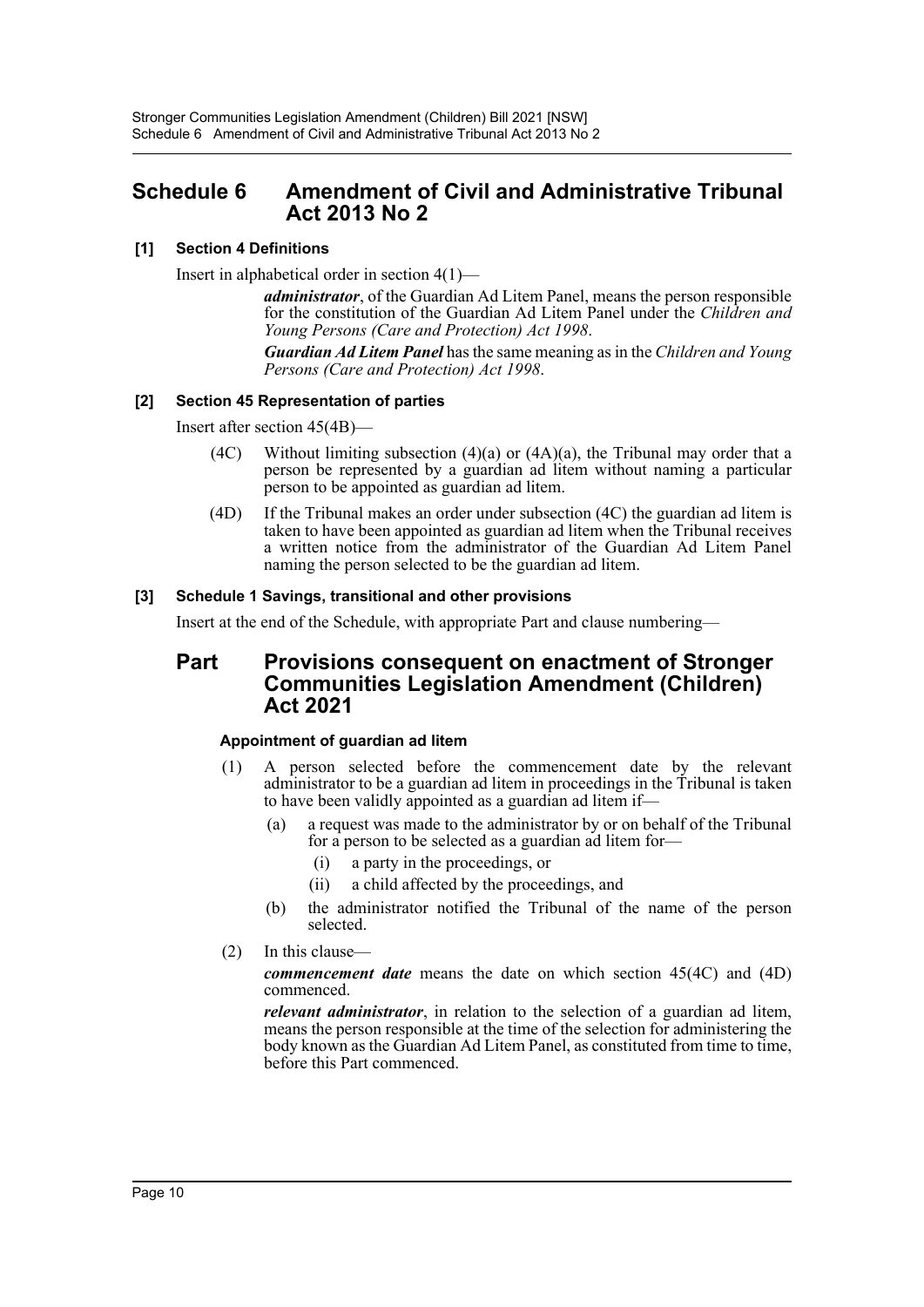# Schedule 6 Amendment of Civil and Administrative Tribunal Act 2013 No 2

### [1] Section 4 Definitions

Insert in alphabetical order in section 4(1)—

> ***administrator***, of the Guardian Ad Litem Panel, means the person responsible for the constitution of the Guardian Ad Litem Panel under the *Children and Young Persons (Care and Protection) Act 1998*.
>
> ***Guardian Ad Litem Panel*** has the same meaning as in the *Children and Young Persons (Care and Protection) Act 1998*.

### [2] Section 45 Representation of parties

Insert after section 45(4B)—

> (4C) Without limiting subsection (4)(a) or (4A)(a), the Tribunal may order that a person be represented by a guardian ad litem without naming a particular person to be appointed as guardian ad litem.
>
> (4D) If the Tribunal makes an order under subsection (4C) the guardian ad litem is taken to have been appointed as guardian ad litem when the Tribunal receives a written notice from the administrator of the Guardian Ad Litem Panel naming the person selected to be the guardian ad litem.

### [3] Schedule 1 Savings, transitional and other provisions

Insert at the end of the Schedule, with appropriate Part and clause numbering—

## Part Provisions consequent on enactment of Stronger Communities Legislation Amendment (Children) Act 2021

#### Appointment of guardian ad litem

(1) A person selected before the commencement date by the relevant administrator to be a guardian ad litem in proceedings in the Tribunal is taken to have been validly appointed as a guardian ad litem if—

- (a) a request was made to the administrator by or on behalf of the Tribunal for a person to be selected as a guardian ad litem for—
  - (i) a party in the proceedings, or
  - (ii) a child affected by the proceedings, and
- (b) the administrator notified the Tribunal of the name of the person selected.

(2) In this clause—

***commencement date*** means the date on which section 45(4C) and (4D) commenced.

***relevant administrator***, in relation to the selection of a guardian ad litem, means the person responsible at the time of the selection for administering the body known as the Guardian Ad Litem Panel, as constituted from time to time, before this Part commenced.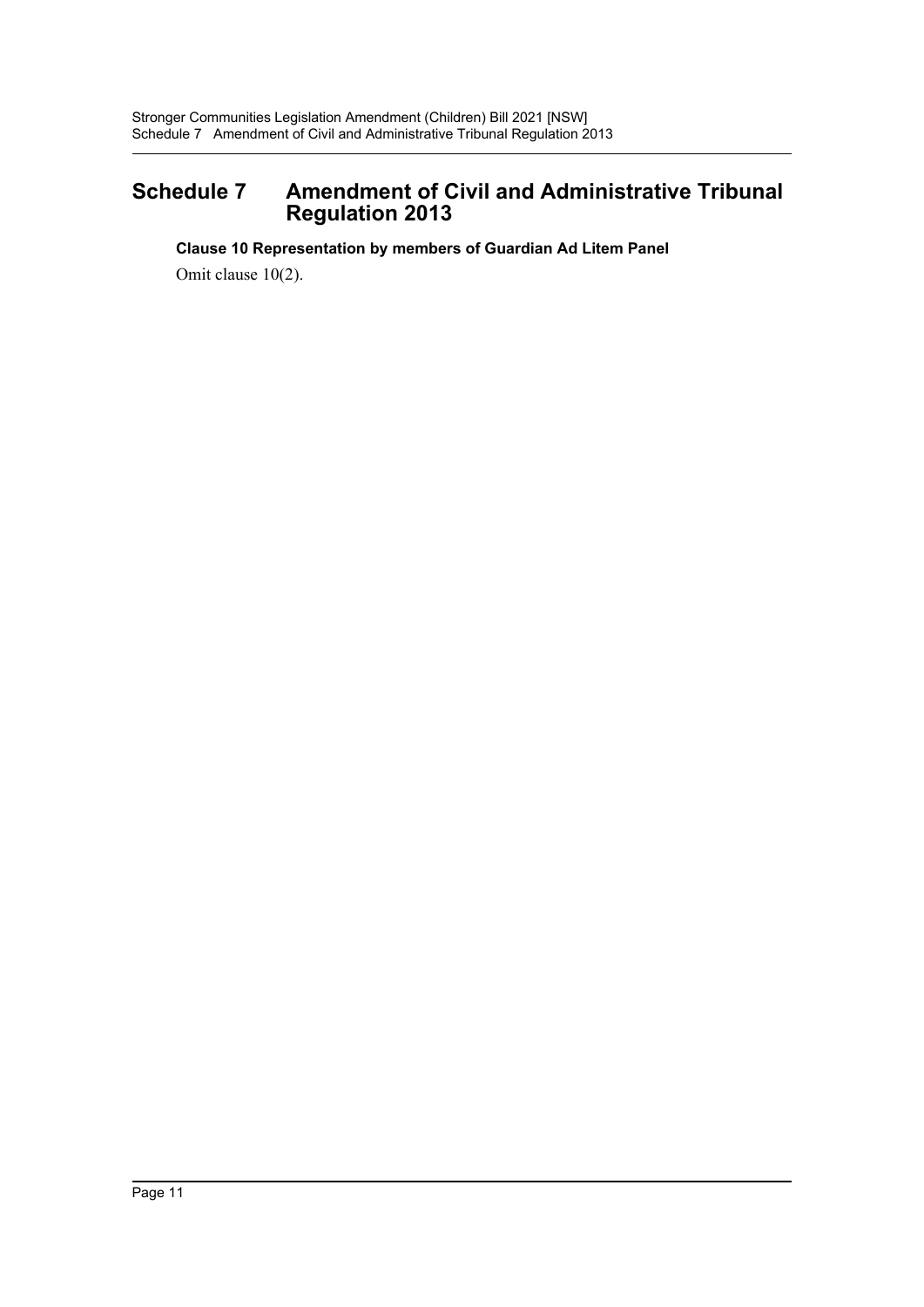# Schedule 7 Amendment of Civil and Administrative Tribunal Regulation 2013

**Clause 10 Representation by members of Guardian Ad Litem Panel**

Omit clause 10(2).